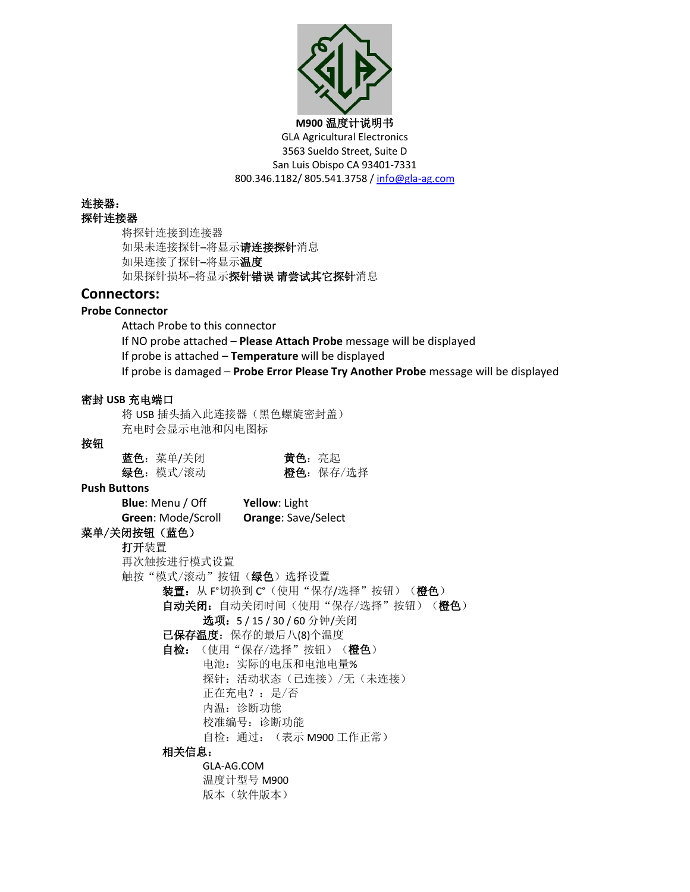**M900 温度计说明书**

GLA Agricultural Electronics

3563 Sueldo Street, Suite D

San Luis Obispo CA 93401-7331

800.346.1182/ 805.541.3758 / info@gla-ag.com

**连接器：**

**探针连接器**

将探针连接到连接器

如果未连接探针–将显示**请连接探针**消息

如果连接了探针–将显示**温度**

如果探针损坏–将显示**探针错误 请尝试其它探针**消息

## Connectors:

**Probe Connector**

Attach Probe to this connector

If NO probe attached – **Please Attach Probe** message will be displayed

If probe is attached – **Temperature** will be displayed

If probe is damaged – **Probe Error Please Try Another Probe** message will be displayed

**密封 USB 充电端口**

将 USB 插头插入此连接器（黑色螺旋密封盖）

充电时会显示电池和闪电图标

**按钮**

**蓝色**：菜单/关闭　　**黄色**：亮起

**绿色**：模式/滚动　　**橙色**：保存/选择

**Push Buttons**

**Blue**: Menu / Off　　**Yellow**: Light

**Green**: Mode/Scroll　　**Orange**: Save/Select

**菜单/关闭按钮（蓝色）**

**打开**装置

再次触按进行模式设置

触按“模式/滚动”按钮（**绿色**）选择设置

- **装置**：从 F°切换到 C°（使用“保存/选择”按钮）（**橙色**）
- **自动关闭**：自动关闭时间（使用“保存/选择”按钮）（**橙色**）
  - **选项**：5 / 15 / 30 / 60 分钟/关闭
- **已保存温度**：保存的最后八(8)个温度
- **自检**：（使用“保存/选择”按钮）（**橙色**）
  - 电池：实际的电压和电池电量%
  - 探针：活动状态（已连接）/无（未连接）
  - 正在充电？：是/否
  - 内温：诊断功能
  - 校准编号：诊断功能
  - 自检：通过：（表示 M900 工作正常）
- **相关信息**：
  - GLA-AG.COM
  - 温度计型号 M900
  - 版本（软件版本）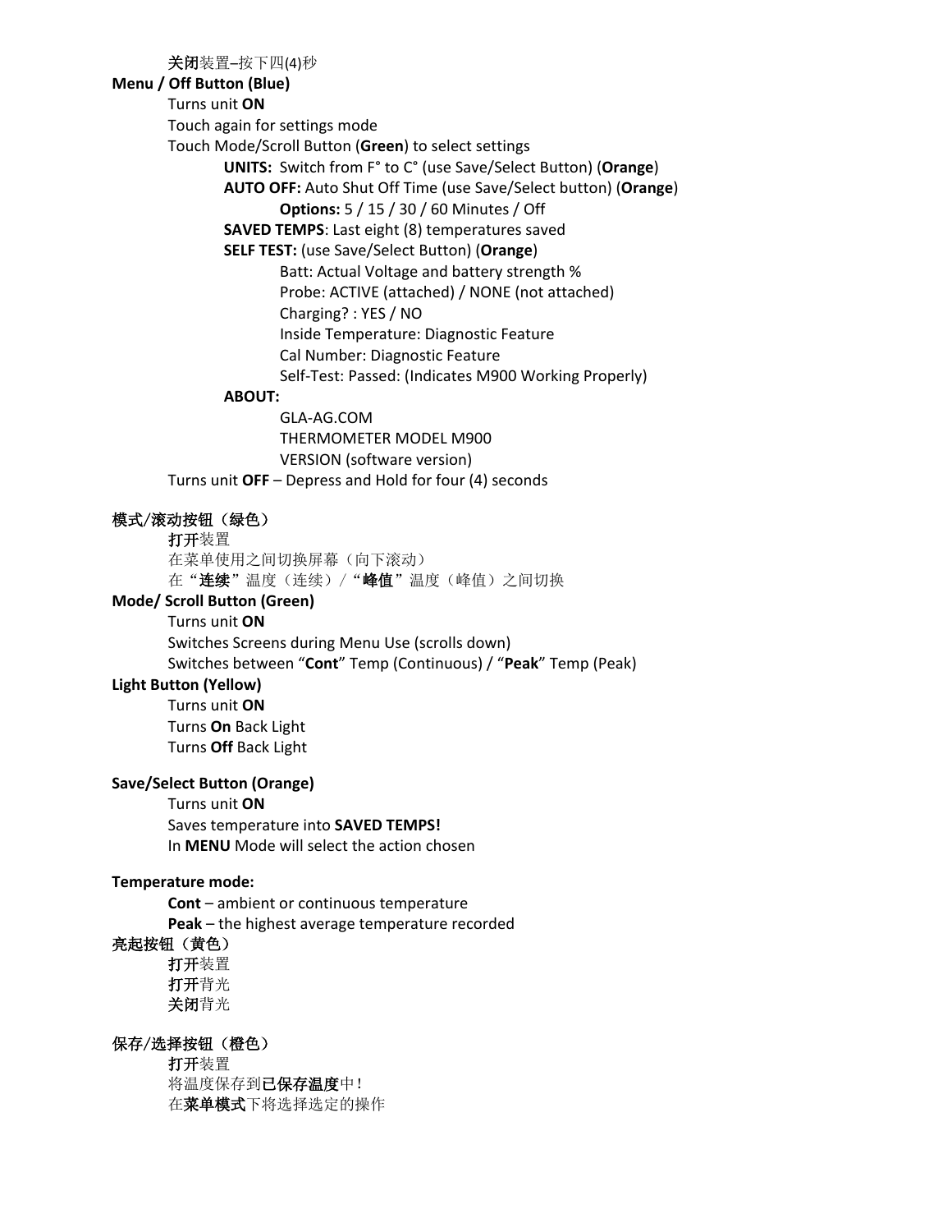**关闭**装置–按下四(4)秒

**Menu / Off Button (Blue)**

Turns unit **ON**

Touch again for settings mode

Touch Mode/Scroll Button (**Green**) to select settings

- **UNITS:** Switch from F° to C° (use Save/Select Button) (**Orange**)
- **AUTO OFF:** Auto Shut Off Time (use Save/Select button) (**Orange**)
  - **Options:** 5 / 15 / 30 / 60 Minutes / Off
- **SAVED TEMPS**: Last eight (8) temperatures saved
- **SELF TEST:** (use Save/Select Button) (**Orange**)
  - Batt: Actual Voltage and battery strength %
  - Probe: ACTIVE (attached) / NONE (not attached)
  - Charging? : YES / NO
  - Inside Temperature: Diagnostic Feature
  - Cal Number: Diagnostic Feature
  - Self-Test: Passed: (Indicates M900 Working Properly)
- **ABOUT:**
  - GLA-AG.COM
  - THERMOMETER MODEL M900
  - VERSION (software version)

Turns unit **OFF** – Depress and Hold for four (4) seconds

**模式/滚动按钮（绿色）**

**打开**装置

在菜单使用之间切换屏幕（向下滚动）

在"**连续**"温度（连续）/"**峰值**"温度（峰值）之间切换

**Mode/ Scroll Button (Green)**

Turns unit **ON**

Switches Screens during Menu Use (scrolls down)

Switches between "**Cont**" Temp (Continuous) / "**Peak**" Temp (Peak)

**Light Button (Yellow)**

Turns unit **ON**

Turns **On** Back Light

Turns **Off** Back Light

**Save/Select Button (Orange)**

Turns unit **ON**

Saves temperature into **SAVED TEMPS!**

In **MENU** Mode will select the action chosen

**Temperature mode:**

**Cont** – ambient or continuous temperature

**Peak** – the highest average temperature recorded

**亮起按钮（黄色）**

**打开**装置

**打开**背光

**关闭**背光

**保存/选择按钮（橙色）**

**打开**装置

将温度保存到**已保存温度**中!

在**菜单模式**下将选择选定的操作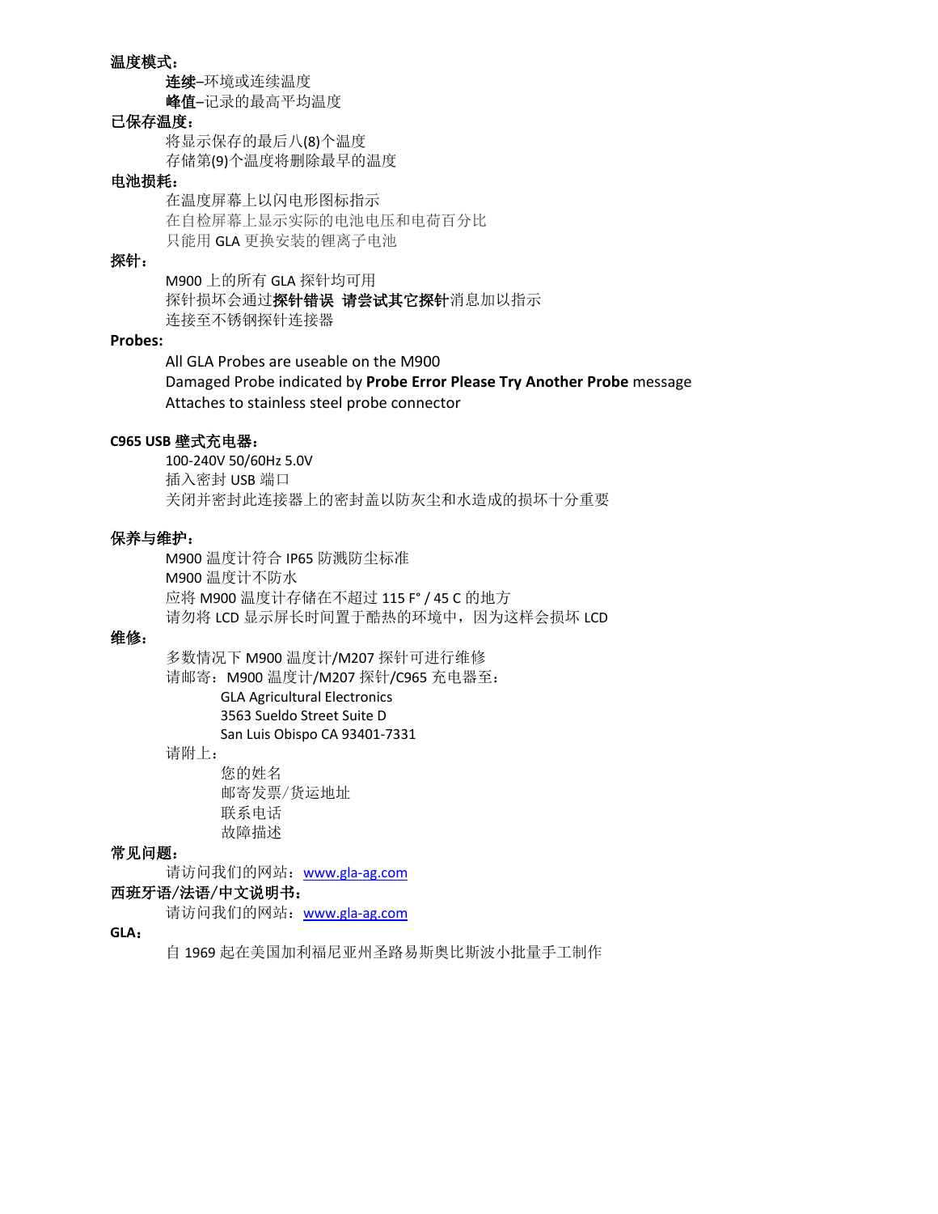**温度模式：**

**连续**–环境或连续温度
**峰值**–记录的最高平均温度

**已保存温度：**

将显示保存的最后八(8)个温度
存储第(9)个温度将删除最早的温度

**电池损耗：**

在温度屏幕上以闪电形图标指示
在自检屏幕上显示实际的电池电压和电荷百分比
只能用 GLA 更换安装的锂离子电池

**探针：**

M900 上的所有 GLA 探针均可用
探针损坏会通过**探针错误 请尝试其它探针**消息加以指示
连接至不锈钢探针连接器

**Probes:**

All GLA Probes are useable on the M900
Damaged Probe indicated by **Probe Error Please Try Another Probe** message
Attaches to stainless steel probe connector

**C965 USB 壁式充电器：**

100-240V 50/60Hz 5.0V
插入密封 USB 端口
关闭并密封此连接器上的密封盖以防灰尘和水造成的损坏十分重要

**保养与维护：**

M900 温度计符合 IP65 防溅防尘标准
M900 温度计不防水
应将 M900 温度计存储在不超过 115 F° / 45 C 的地方
请勿将 LCD 显示屏长时间置于酷热的环境中，因为这样会损坏 LCD

**维修：**

多数情况下 M900 温度计/M207 探针可进行维修
请邮寄：M900 温度计/M207 探针/C965 充电器至：

GLA Agricultural Electronics
3563 Sueldo Street Suite D
San Luis Obispo CA 93401-7331

请附上：

您的姓名
邮寄发票/货运地址
联系电话
故障描述

**常见问题：**

请访问我们的网站：www.gla-ag.com

**西班牙语/法语/中文说明书：**

请访问我们的网站：www.gla-ag.com

**GLA：**

自 1969 起在美国加利福尼亚州圣路易斯奥比斯波小批量手工制作